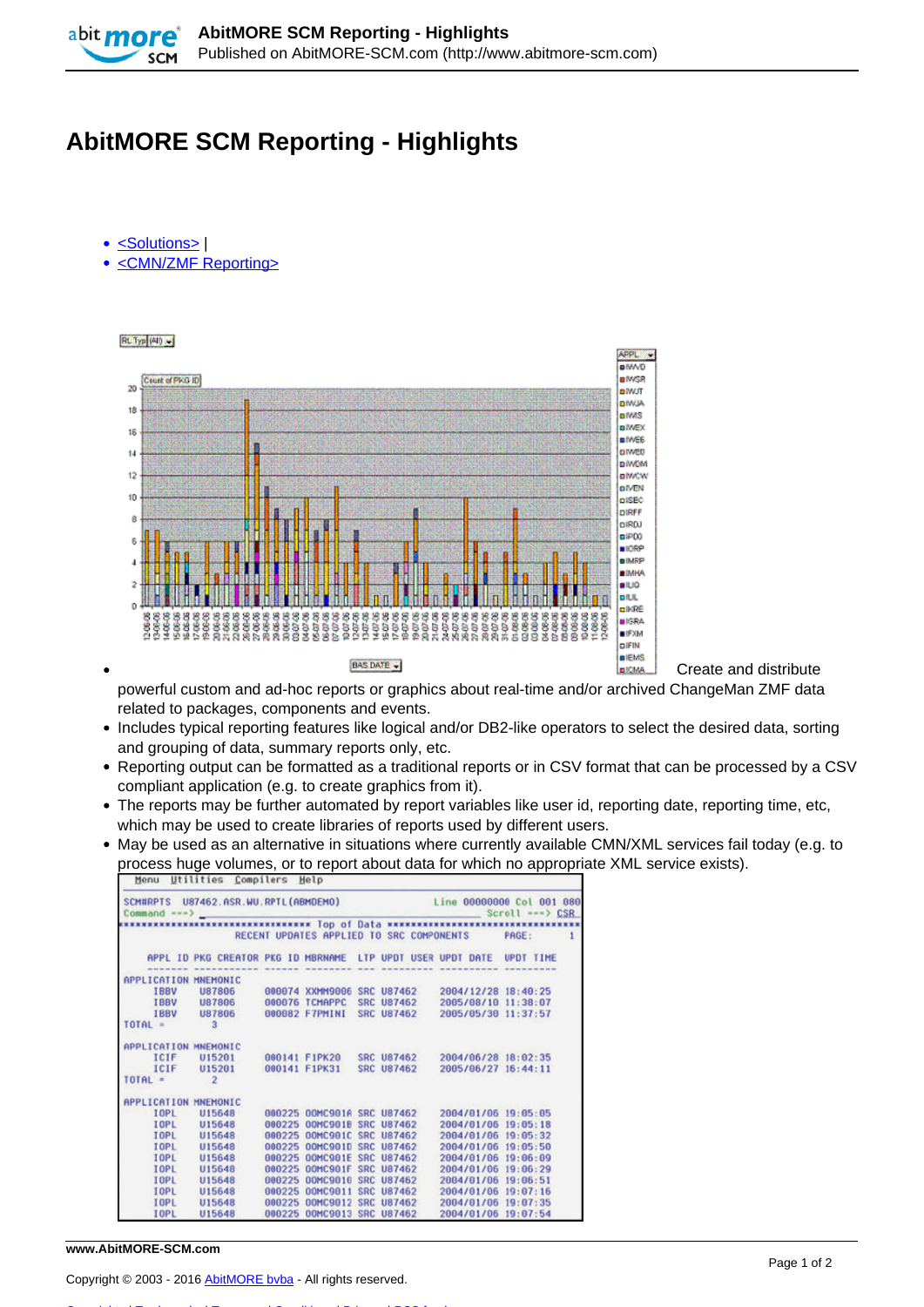# AbitMORE SCM Reporting - Highlights

- <Solutions> |
- <CMN/ZMF Reporting>

- Create and distribute powerful custom and ad-hoc reports or graphics about real-time and/or archived ChangeMan ZMF data related to packages, components and events.
- Includes typical reporting features like logical and/or DB2-like operators to select the desired data, sorting and grouping of data, summary reports only, etc.
- Reporting output can be formatted as a traditional reports or in CSV format that can be processed by a CSV compliant application (e.g. to create graphics from it).
- The reports may be further automated by report variables like user id, reporting date, reporting time, etc, which may be used to create libraries of reports used by different users.
- May be used as an alternative in situations where currently available CMN/XML services fail today (e.g. to process huge volumes, or to report about data for which no appropriate XML service exists).

Copyright © 2003 - 2016 AbitMORE bvba - All rights reserved.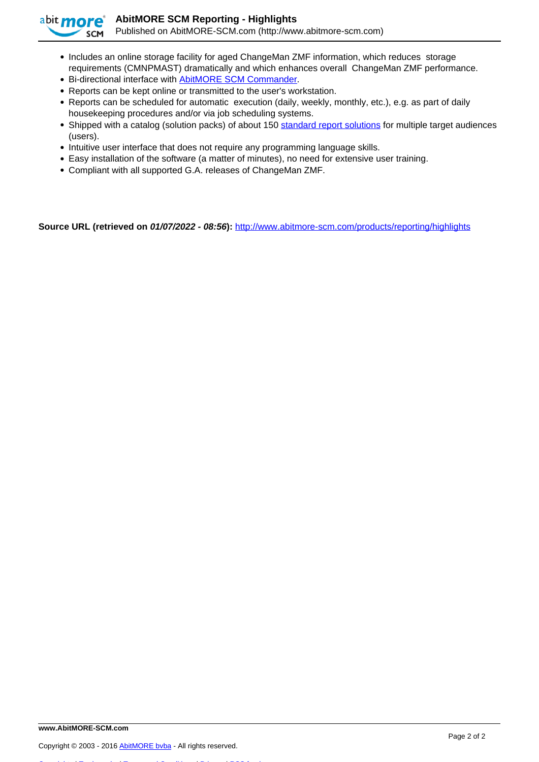- Includes an online storage facility for aged ChangeMan ZMF information, which reduces storage requirements (CMNPMAST) dramatically and which enhances overall ChangeMan ZMF performance.
- Bi-directional interface with AbitMORE SCM Commander.
- Reports can be kept online or transmitted to the user's workstation.
- Reports can be scheduled for automatic execution (daily, weekly, monthly, etc.), e.g. as part of daily housekeeping procedures and/or via job scheduling systems.
- Shipped with a catalog (solution packs) of about 150 standard report solutions for multiple target audiences (users).
- Intuitive user interface that does not require any programming language skills.
- Easy installation of the software (a matter of minutes), no need for extensive user training.
- Compliant with all supported G.A. releases of ChangeMan ZMF.

**Source URL (retrieved on *01/07/2022 - 08:56*):** http://www.abitmore-scm.com/products/reporting/highlights